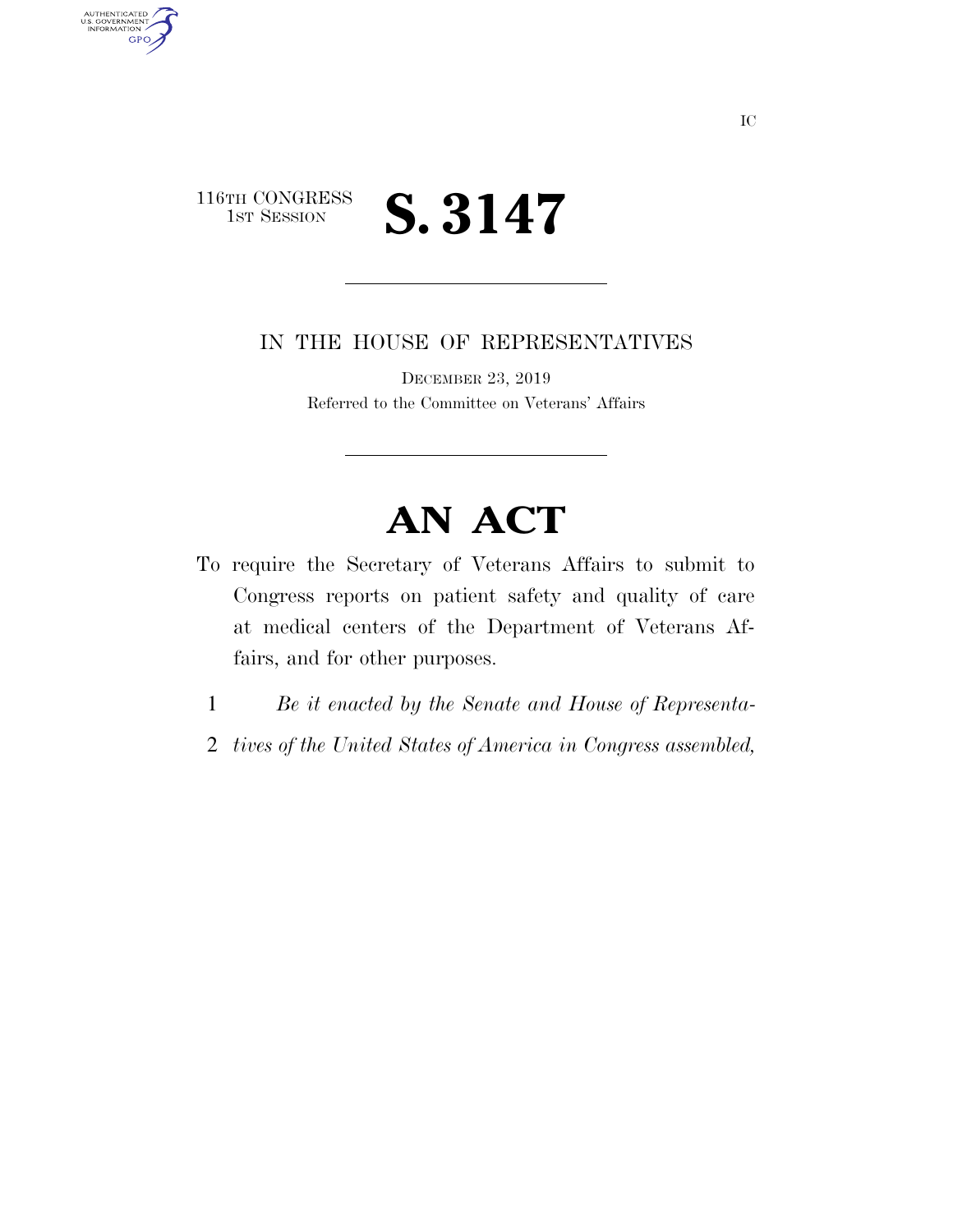116TH CONGRESS
1ST SESSION

# S. 3147

IN THE HOUSE OF REPRESENTATIVES

DECEMBER 23, 2019

Referred to the Committee on Veterans' Affairs

# AN ACT

To require the Secretary of Veterans Affairs to submit to Congress reports on patient safety and quality of care at medical centers of the Department of Veterans Affairs, and for other purposes.

1 *Be it enacted by the Senate and House of Representa-*
2 *tives of the United States of America in Congress assembled,*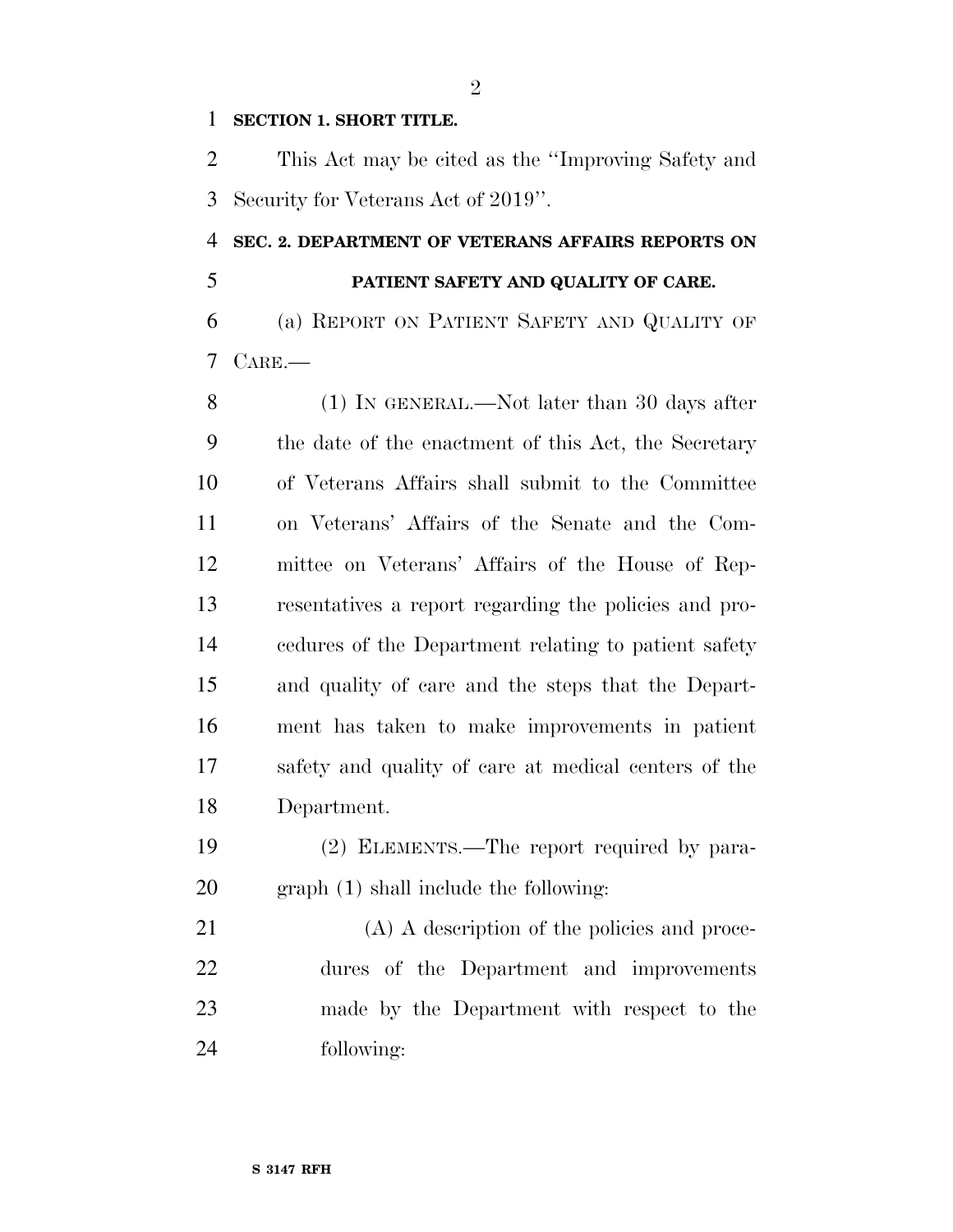**SECTION 1. SHORT TITLE.**

This Act may be cited as the ''Improving Safety and Security for Veterans Act of 2019''.

**SEC. 2. DEPARTMENT OF VETERANS AFFAIRS REPORTS ON PATIENT SAFETY AND QUALITY OF CARE.**

(a) REPORT ON PATIENT SAFETY AND QUALITY OF CARE.—

(1) IN GENERAL.—Not later than 30 days after the date of the enactment of this Act, the Secretary of Veterans Affairs shall submit to the Committee on Veterans' Affairs of the Senate and the Committee on Veterans' Affairs of the House of Representatives a report regarding the policies and procedures of the Department relating to patient safety and quality of care and the steps that the Department has taken to make improvements in patient safety and quality of care at medical centers of the Department.

(2) ELEMENTS.—The report required by paragraph (1) shall include the following:

(A) A description of the policies and procedures of the Department and improvements made by the Department with respect to the following: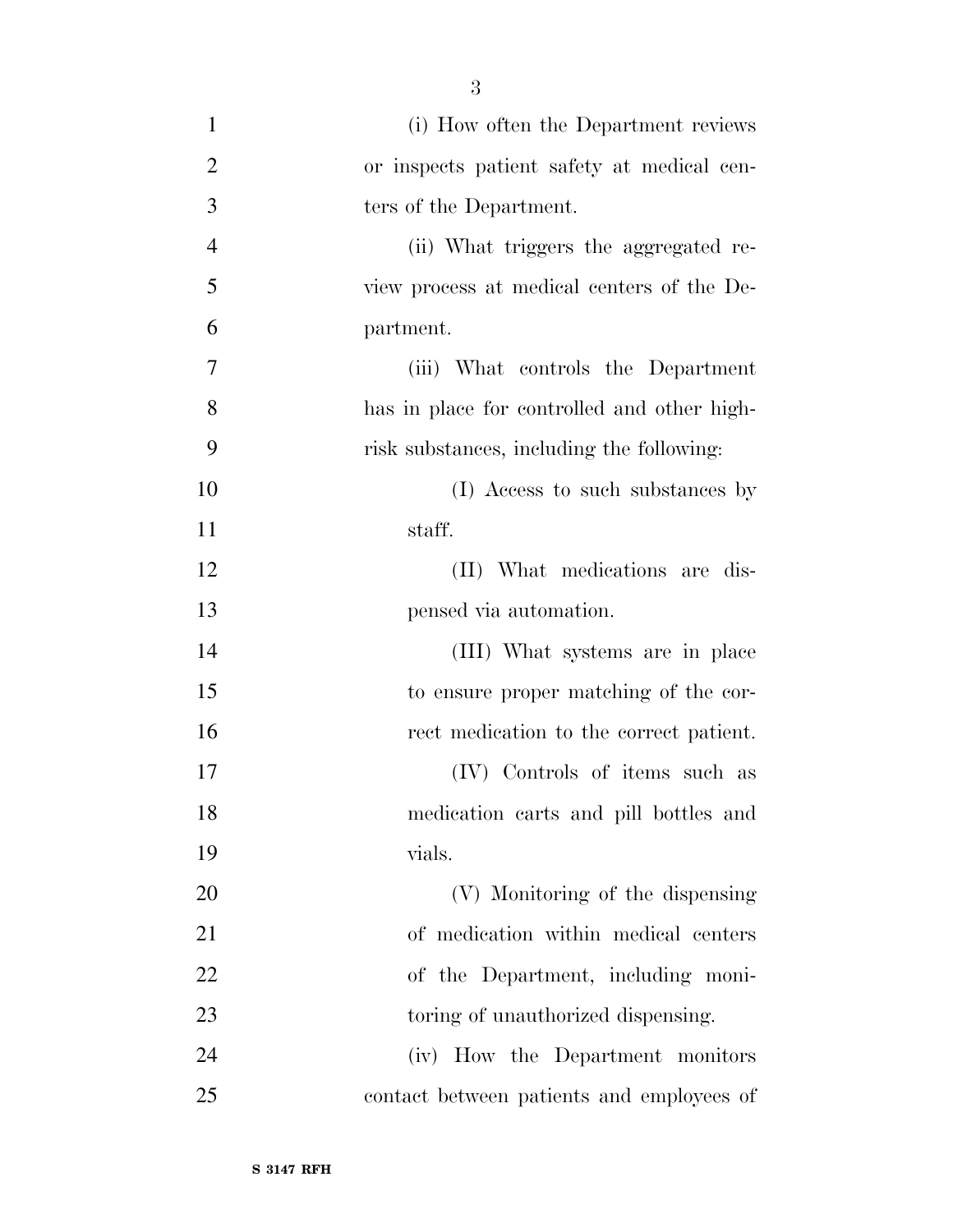(i) How often the Department reviews or inspects patient safety at medical centers of the Department.

(ii) What triggers the aggregated review process at medical centers of the Department.

(iii) What controls the Department has in place for controlled and other high-risk substances, including the following:

(I) Access to such substances by staff.

(II) What medications are dispensed via automation.

(III) What systems are in place to ensure proper matching of the correct medication to the correct patient.

(IV) Controls of items such as medication carts and pill bottles and vials.

(V) Monitoring of the dispensing of medication within medical centers of the Department, including monitoring of unauthorized dispensing.

(iv) How the Department monitors contact between patients and employees of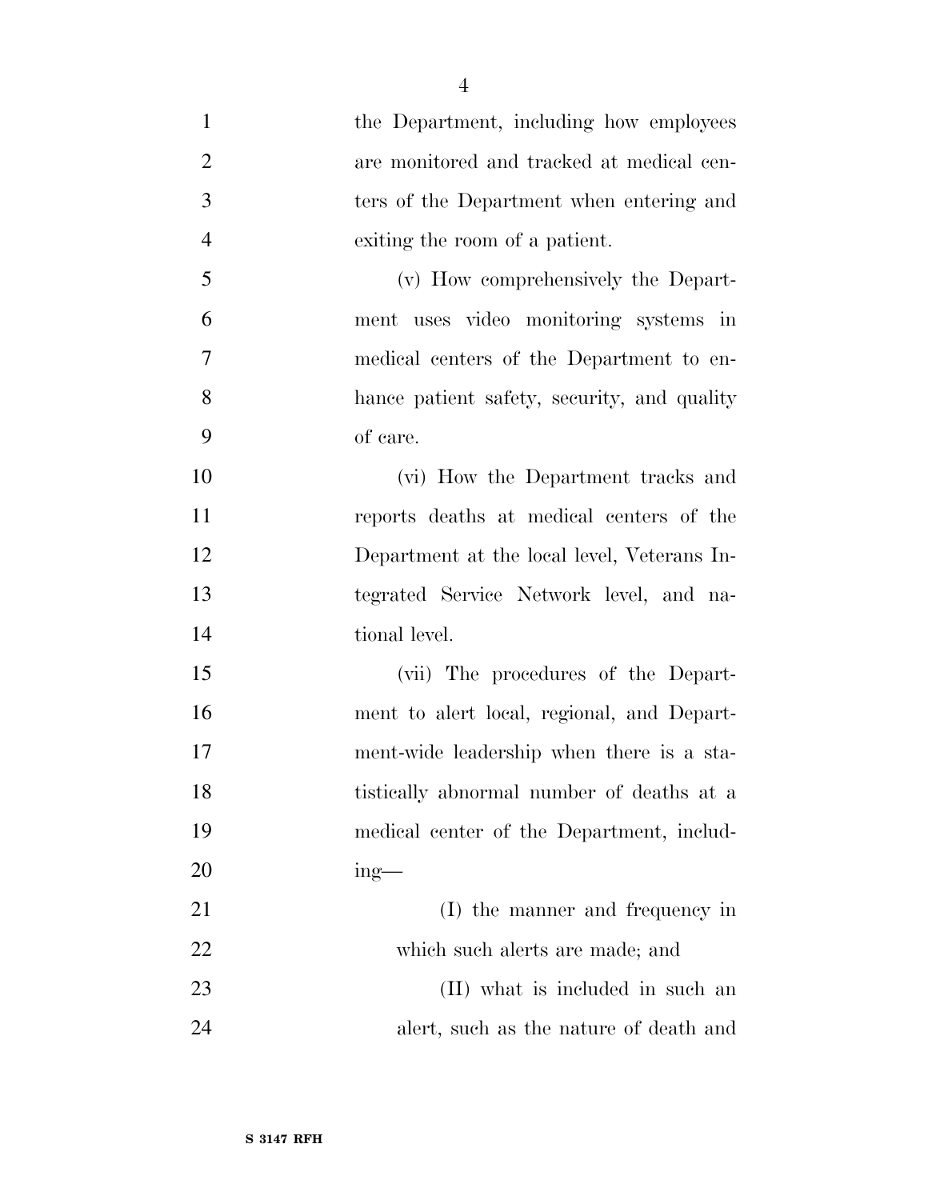the Department, including how employees are monitored and tracked at medical centers of the Department when entering and exiting the room of a patient.

(v) How comprehensively the Department uses video monitoring systems in medical centers of the Department to enhance patient safety, security, and quality of care.

(vi) How the Department tracks and reports deaths at medical centers of the Department at the local level, Veterans Integrated Service Network level, and national level.

(vii) The procedures of the Department to alert local, regional, and Department-wide leadership when there is a statistically abnormal number of deaths at a medical center of the Department, including—

(I) the manner and frequency in which such alerts are made; and

(II) what is included in such an alert, such as the nature of death and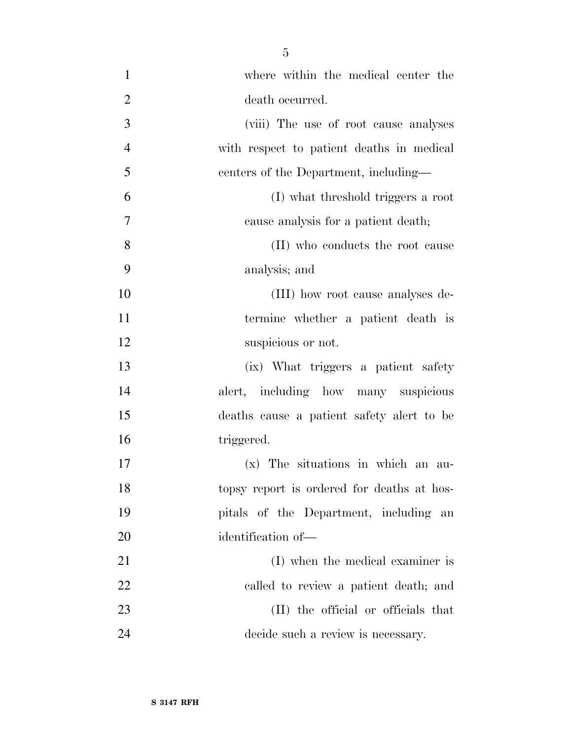where within the medical center the death occurred.

(viii) The use of root cause analyses with respect to patient deaths in medical centers of the Department, including—

(I) what threshold triggers a root cause analysis for a patient death;

(II) who conducts the root cause analysis; and

(III) how root cause analyses determine whether a patient death is suspicious or not.

(ix) What triggers a patient safety alert, including how many suspicious deaths cause a patient safety alert to be triggered.

(x) The situations in which an autopsy report is ordered for deaths at hospitals of the Department, including an identification of—

(I) when the medical examiner is called to review a patient death; and

(II) the official or officials that decide such a review is necessary.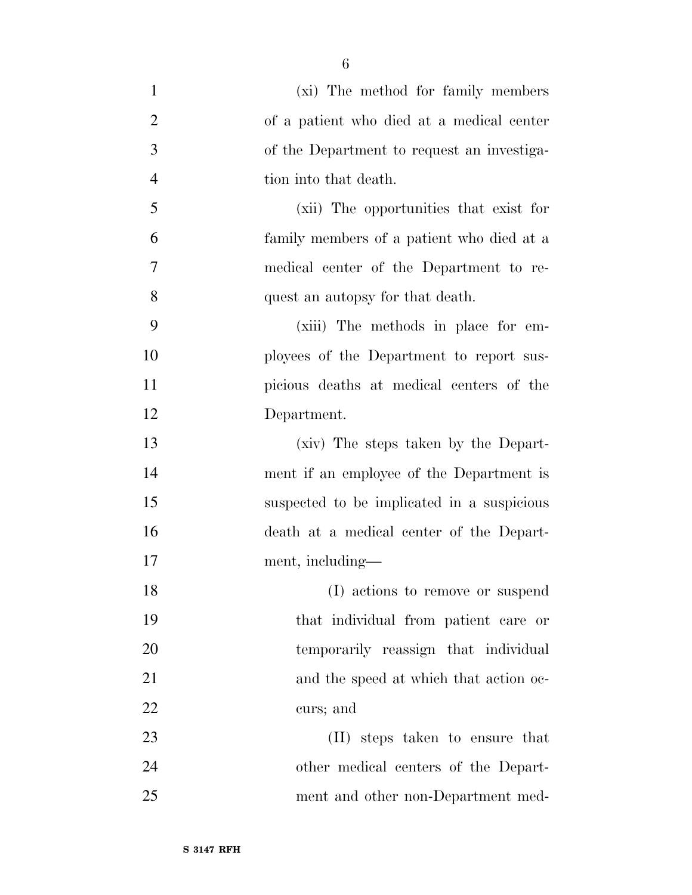(xi) The method for family members of a patient who died at a medical center of the Department to request an investigation into that death.

(xii) The opportunities that exist for family members of a patient who died at a medical center of the Department to request an autopsy for that death.

(xiii) The methods in place for employees of the Department to report suspicious deaths at medical centers of the Department.

(xiv) The steps taken by the Department if an employee of the Department is suspected to be implicated in a suspicious death at a medical center of the Department, including—

(I) actions to remove or suspend that individual from patient care or temporarily reassign that individual and the speed at which that action occurs; and

(II) steps taken to ensure that other medical centers of the Department and other non-Department med-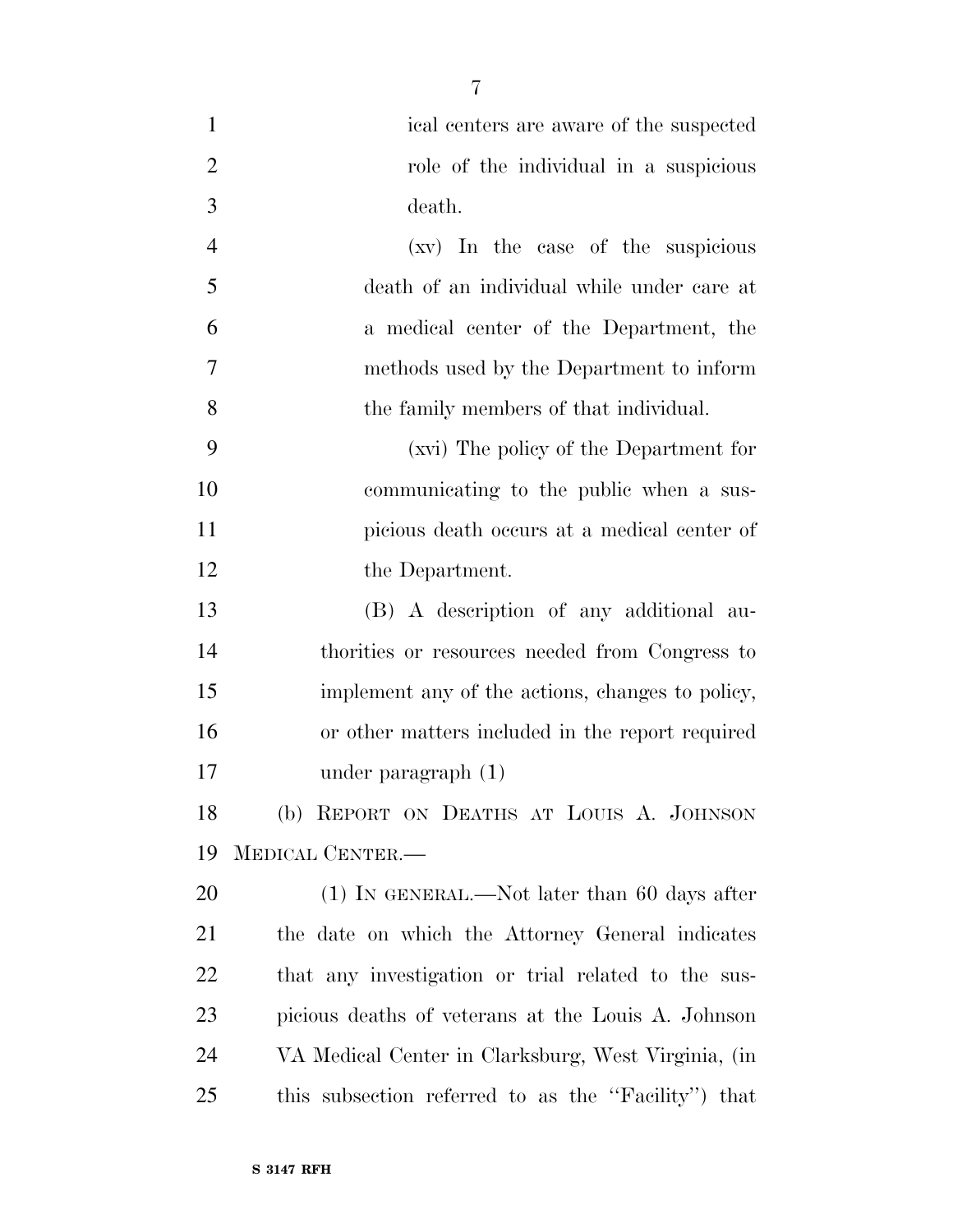ical centers are aware of the suspected role of the individual in a suspicious death.

(xv) In the case of the suspicious death of an individual while under care at a medical center of the Department, the methods used by the Department to inform the family members of that individual.

(xvi) The policy of the Department for communicating to the public when a suspicious death occurs at a medical center of the Department.

(B) A description of any additional authorities or resources needed from Congress to implement any of the actions, changes to policy, or other matters included in the report required under paragraph (1)

(b) REPORT ON DEATHS AT LOUIS A. JOHNSON MEDICAL CENTER.—

(1) IN GENERAL.—Not later than 60 days after the date on which the Attorney General indicates that any investigation or trial related to the suspicious deaths of veterans at the Louis A. Johnson VA Medical Center in Clarksburg, West Virginia, (in this subsection referred to as the ''Facility'') that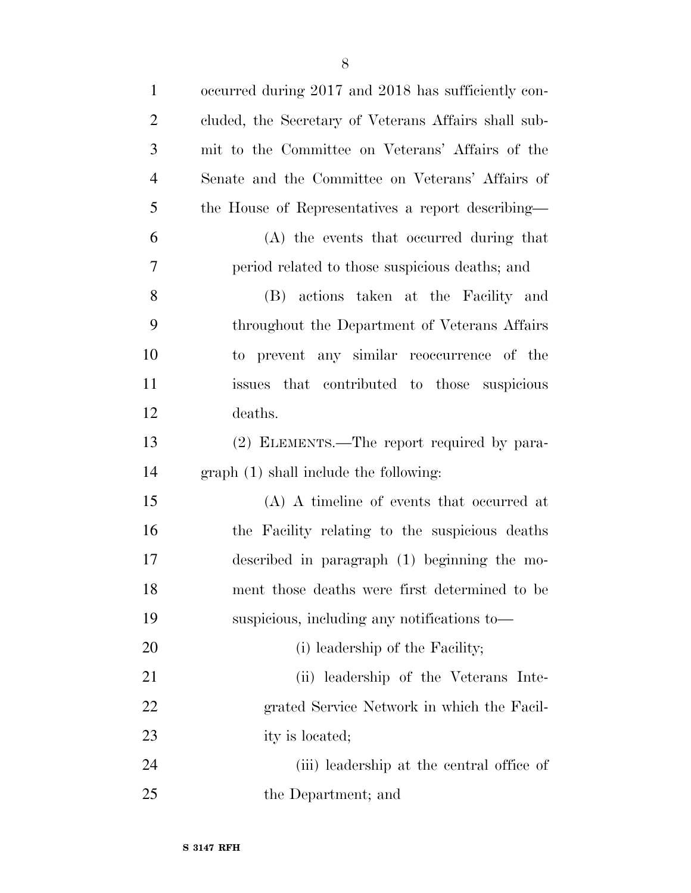occurred during 2017 and 2018 has sufficiently concluded, the Secretary of Veterans Affairs shall submit to the Committee on Veterans' Affairs of the Senate and the Committee on Veterans' Affairs of the House of Representatives a report describing—

(A) the events that occurred during that period related to those suspicious deaths; and

(B) actions taken at the Facility and throughout the Department of Veterans Affairs to prevent any similar reoccurrence of the issues that contributed to those suspicious deaths.

(2) ELEMENTS.—The report required by paragraph (1) shall include the following:

(A) A timeline of events that occurred at the Facility relating to the suspicious deaths described in paragraph (1) beginning the moment those deaths were first determined to be suspicious, including any notifications to—

(i) leadership of the Facility;

(ii) leadership of the Veterans Integrated Service Network in which the Facility is located;

(iii) leadership at the central office of the Department; and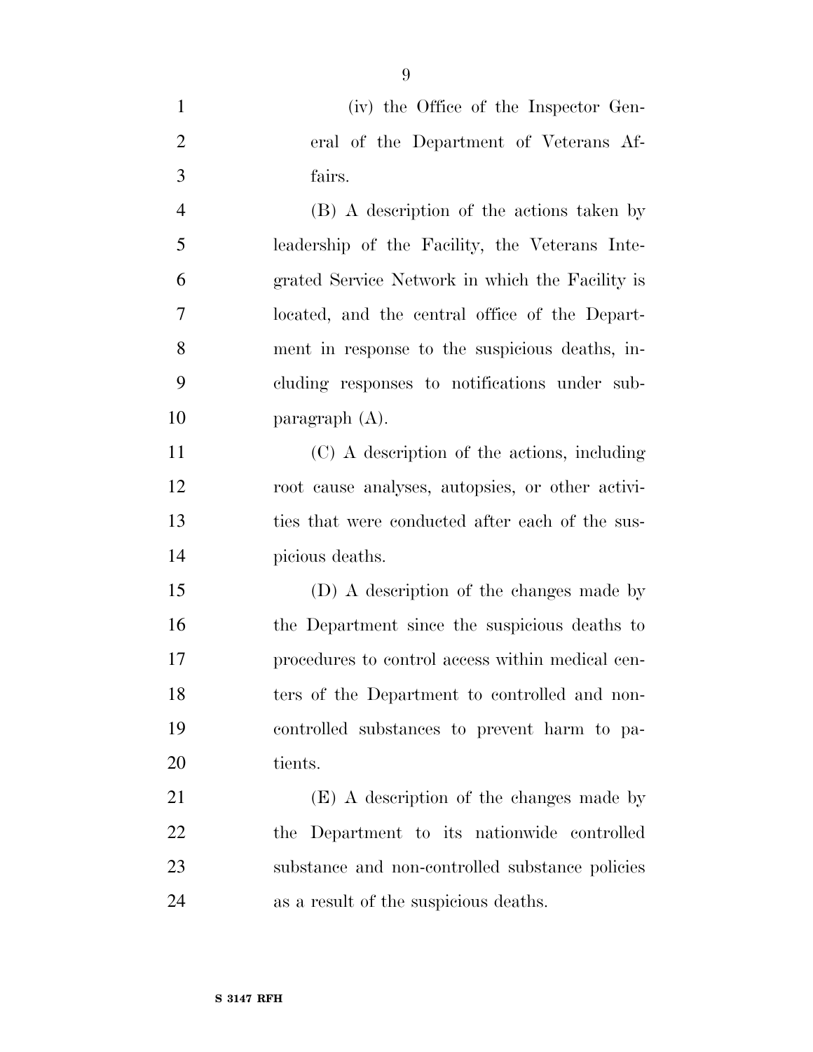(iv) the Office of the Inspector General of the Department of Veterans Affairs.

(B) A description of the actions taken by leadership of the Facility, the Veterans Integrated Service Network in which the Facility is located, and the central office of the Department in response to the suspicious deaths, including responses to notifications under subparagraph (A).

(C) A description of the actions, including root cause analyses, autopsies, or other activities that were conducted after each of the suspicious deaths.

(D) A description of the changes made by the Department since the suspicious deaths to procedures to control access within medical centers of the Department to controlled and non-controlled substances to prevent harm to patients.

(E) A description of the changes made by the Department to its nationwide controlled substance and non-controlled substance policies as a result of the suspicious deaths.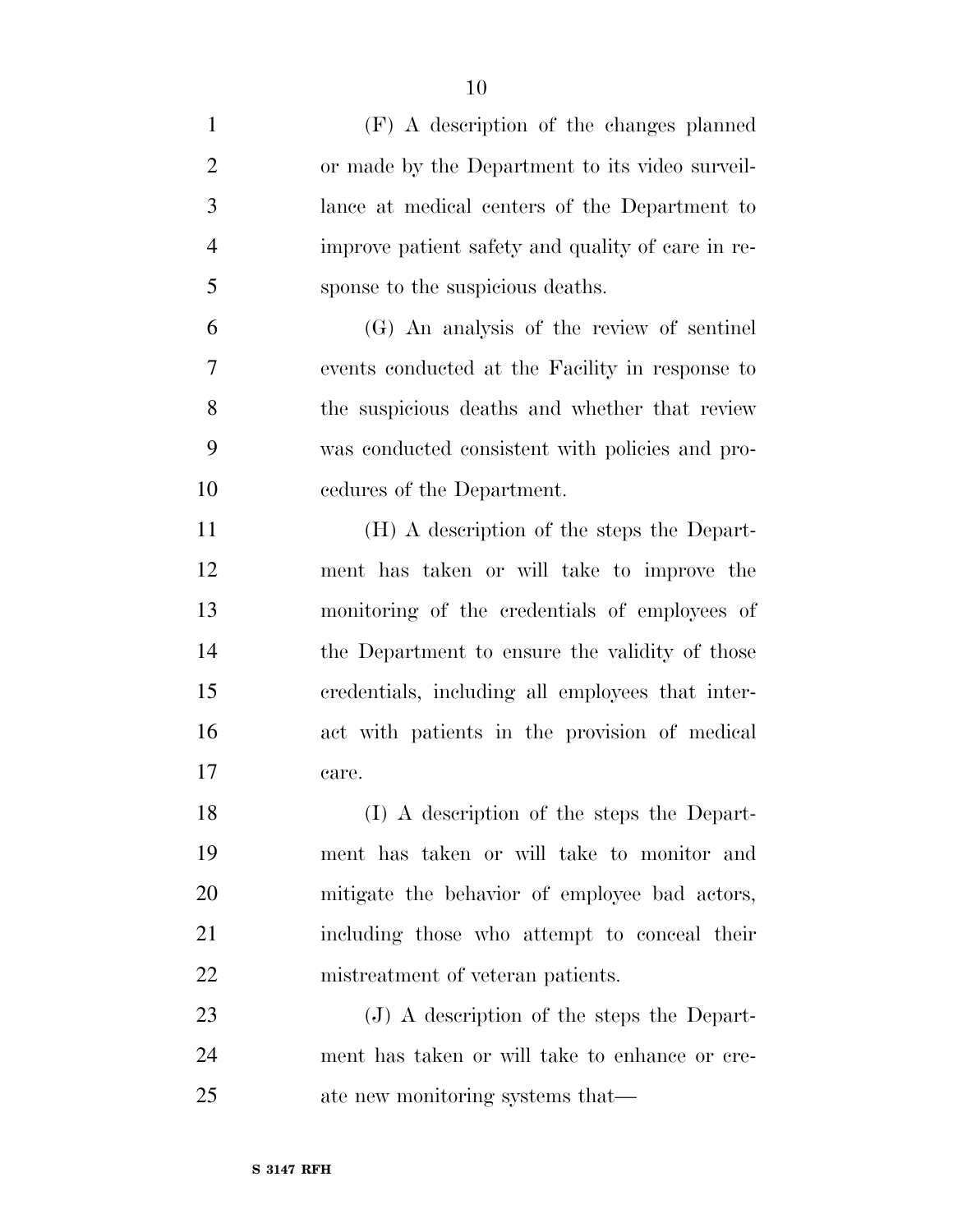(F) A description of the changes planned or made by the Department to its video surveillance at medical centers of the Department to improve patient safety and quality of care in response to the suspicious deaths.

(G) An analysis of the review of sentinel events conducted at the Facility in response to the suspicious deaths and whether that review was conducted consistent with policies and procedures of the Department.

(H) A description of the steps the Department has taken or will take to improve the monitoring of the credentials of employees of the Department to ensure the validity of those credentials, including all employees that interact with patients in the provision of medical care.

(I) A description of the steps the Department has taken or will take to monitor and mitigate the behavior of employee bad actors, including those who attempt to conceal their mistreatment of veteran patients.

(J) A description of the steps the Department has taken or will take to enhance or create new monitoring systems that—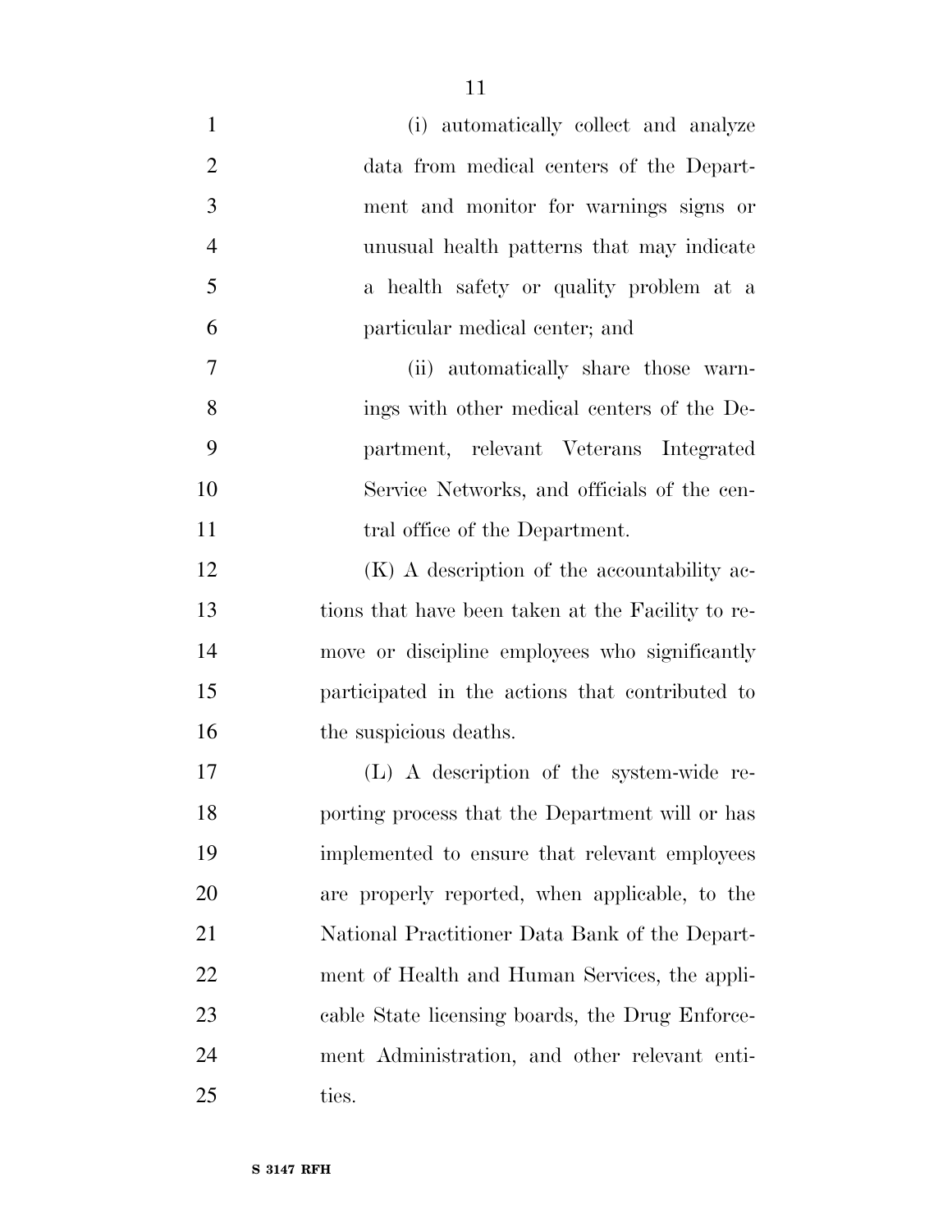(i) automatically collect and analyze data from medical centers of the Department and monitor for warnings signs or unusual health patterns that may indicate a health safety or quality problem at a particular medical center; and

(ii) automatically share those warnings with other medical centers of the Department, relevant Veterans Integrated Service Networks, and officials of the central office of the Department.

(K) A description of the accountability actions that have been taken at the Facility to remove or discipline employees who significantly participated in the actions that contributed to the suspicious deaths.

(L) A description of the system-wide reporting process that the Department will or has implemented to ensure that relevant employees are properly reported, when applicable, to the National Practitioner Data Bank of the Department of Health and Human Services, the applicable State licensing boards, the Drug Enforcement Administration, and other relevant entities.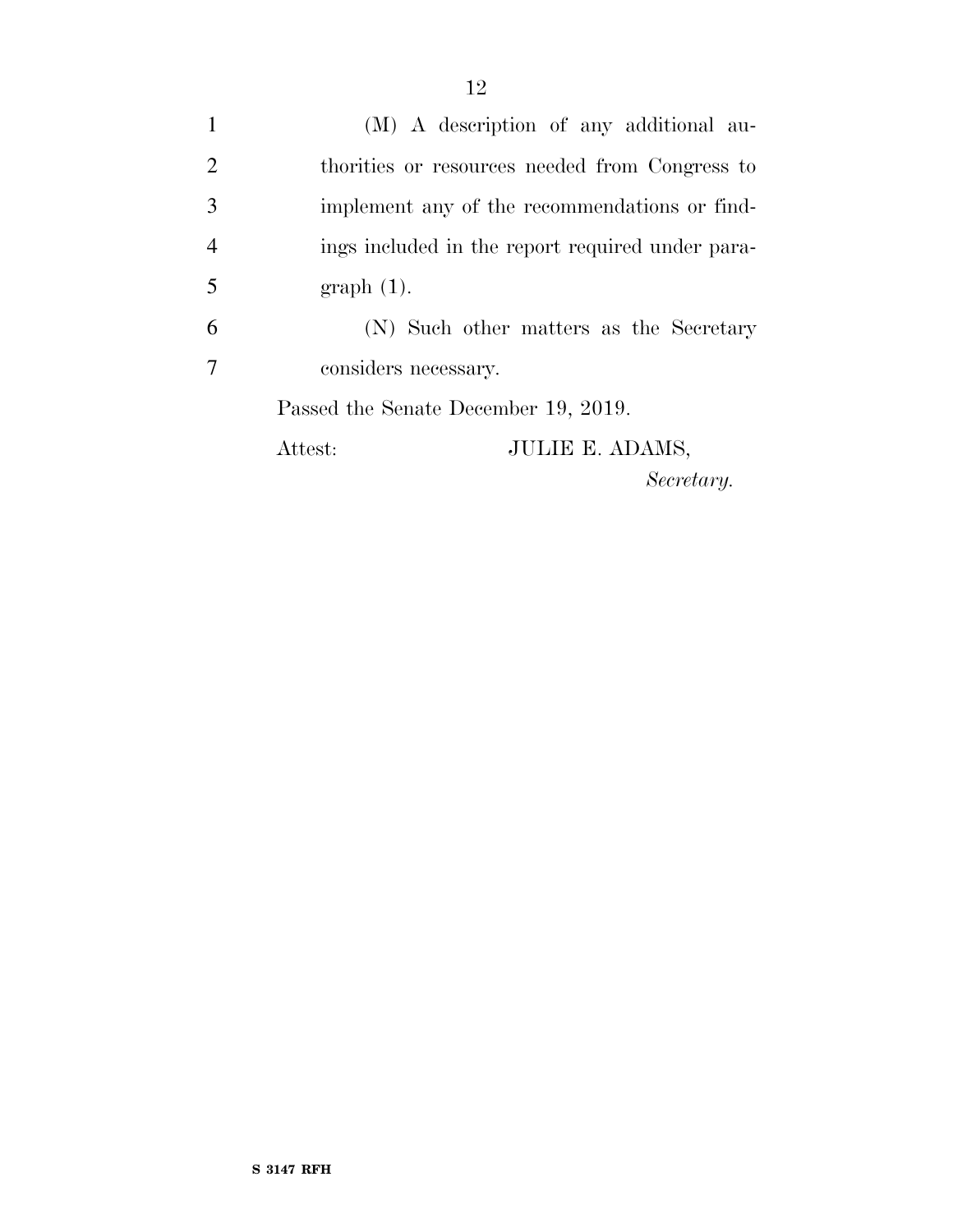(M) A description of any additional authorities or resources needed from Congress to implement any of the recommendations or findings included in the report required under paragraph (1).

(N) Such other matters as the Secretary considers necessary.

Passed the Senate December 19, 2019.

Attest: JULIE E. ADAMS,

*Secretary.*